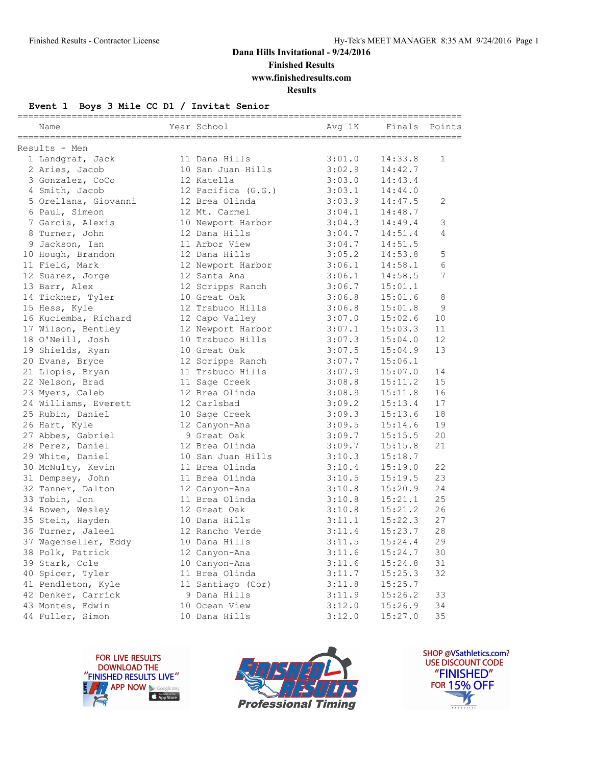**Dana Hills Invitational - 9/24/2016**

**Finished Results**

**www.finishedresults.com**

**Results**

### Event 1 Boys 3 Mile CC D1 / Invitat Senior

Results - Men

| | Name | Year | School | Avg 1K | Finals | Points |
|---|---|---|---|---|---|---|
| 1 | Landgraf, Jack | 11 | Dana Hills | 3:01.0 | 14:33.8 | 1 |
| 2 | Aries, Jacob | 10 | San Juan Hills | 3:02.9 | 14:42.7 | |
| 3 | Gonzalez, CoCo | 12 | Katella | 3:03.0 | 14:43.4 | |
| 4 | Smith, Jacob | 12 | Pacifica (G.G.) | 3:03.1 | 14:44.0 | |
| 5 | Orellana, Giovanni | 12 | Brea Olinda | 3:03.9 | 14:47.5 | 2 |
| 6 | Paul, Simeon | 12 | Mt. Carmel | 3:04.1 | 14:48.7 | |
| 7 | Garcia, Alexis | 10 | Newport Harbor | 3:04.3 | 14:49.4 | 3 |
| 8 | Turner, John | 12 | Dana Hills | 3:04.7 | 14:51.4 | 4 |
| 9 | Jackson, Ian | 11 | Arbor View | 3:04.7 | 14:51.5 | |
| 10 | Hough, Brandon | 12 | Dana Hills | 3:05.2 | 14:53.8 | 5 |
| 11 | Field, Mark | 12 | Newport Harbor | 3:06.1 | 14:58.1 | 6 |
| 12 | Suarez, Jorge | 12 | Santa Ana | 3:06.1 | 14:58.5 | 7 |
| 13 | Barr, Alex | 12 | Scripps Ranch | 3:06.7 | 15:01.1 | |
| 14 | Tickner, Tyler | 10 | Great Oak | 3:06.8 | 15:01.6 | 8 |
| 15 | Hess, Kyle | 12 | Trabuco Hills | 3:06.8 | 15:01.8 | 9 |
| 16 | Kuciemba, Richard | 12 | Capo Valley | 3:07.0 | 15:02.6 | 10 |
| 17 | Wilson, Bentley | 12 | Newport Harbor | 3:07.1 | 15:03.3 | 11 |
| 18 | O'Neill, Josh | 10 | Trabuco Hills | 3:07.3 | 15:04.0 | 12 |
| 19 | Shields, Ryan | 10 | Great Oak | 3:07.5 | 15:04.9 | 13 |
| 20 | Evans, Bryce | 12 | Scripps Ranch | 3:07.7 | 15:06.1 | |
| 21 | Llopis, Bryan | 11 | Trabuco Hills | 3:07.9 | 15:07.0 | 14 |
| 22 | Nelson, Brad | 11 | Sage Creek | 3:08.8 | 15:11.2 | 15 |
| 23 | Myers, Caleb | 12 | Brea Olinda | 3:08.9 | 15:11.8 | 16 |
| 24 | Williams, Everett | 12 | Carlsbad | 3:09.2 | 15:13.4 | 17 |
| 25 | Rubin, Daniel | 10 | Sage Creek | 3:09.3 | 15:13.6 | 18 |
| 26 | Hart, Kyle | 12 | Canyon-Ana | 3:09.5 | 15:14.6 | 19 |
| 27 | Abbes, Gabriel | 9 | Great Oak | 3:09.7 | 15:15.5 | 20 |
| 28 | Perez, Daniel | 12 | Brea Olinda | 3:09.7 | 15:15.8 | 21 |
| 29 | White, Daniel | 10 | San Juan Hills | 3:10.3 | 15:18.7 | |
| 30 | McNulty, Kevin | 11 | Brea Olinda | 3:10.4 | 15:19.0 | 22 |
| 31 | Dempsey, John | 11 | Brea Olinda | 3:10.5 | 15:19.5 | 23 |
| 32 | Tanner, Dalton | 12 | Canyon-Ana | 3:10.8 | 15:20.9 | 24 |
| 33 | Tobin, Jon | 11 | Brea Olinda | 3:10.8 | 15:21.1 | 25 |
| 34 | Bowen, Wesley | 12 | Great Oak | 3:10.8 | 15:21.2 | 26 |
| 35 | Stein, Hayden | 10 | Dana Hills | 3:11.1 | 15:22.3 | 27 |
| 36 | Turner, Jaleel | 12 | Rancho Verde | 3:11.4 | 15:23.7 | 28 |
| 37 | Wagenseller, Eddy | 10 | Dana Hills | 3:11.5 | 15:24.4 | 29 |
| 38 | Polk, Patrick | 12 | Canyon-Ana | 3:11.6 | 15:24.7 | 30 |
| 39 | Stark, Cole | 10 | Canyon-Ana | 3:11.6 | 15:24.8 | 31 |
| 40 | Spicer, Tyler | 11 | Brea Olinda | 3:11.7 | 15:25.3 | 32 |
| 41 | Pendleton, Kyle | 11 | Santiago (Cor) | 3:11.8 | 15:25.7 | |
| 42 | Denker, Carrick | 9 | Dana Hills | 3:11.9 | 15:26.2 | 33 |
| 43 | Montes, Edwin | 10 | Ocean View | 3:12.0 | 15:26.9 | 34 |
| 44 | Fuller, Simon | 10 | Dana Hills | 3:12.0 | 15:27.0 | 35 |

FOR LIVE RESULTS DOWNLOAD THE "FINISHED RESULTS LIVE" APP NOW

FINISHED RESULTS Professional Timing

SHOP @VSathletics.com? USE DISCOUNT CODE "FINISHED" FOR 15% OFF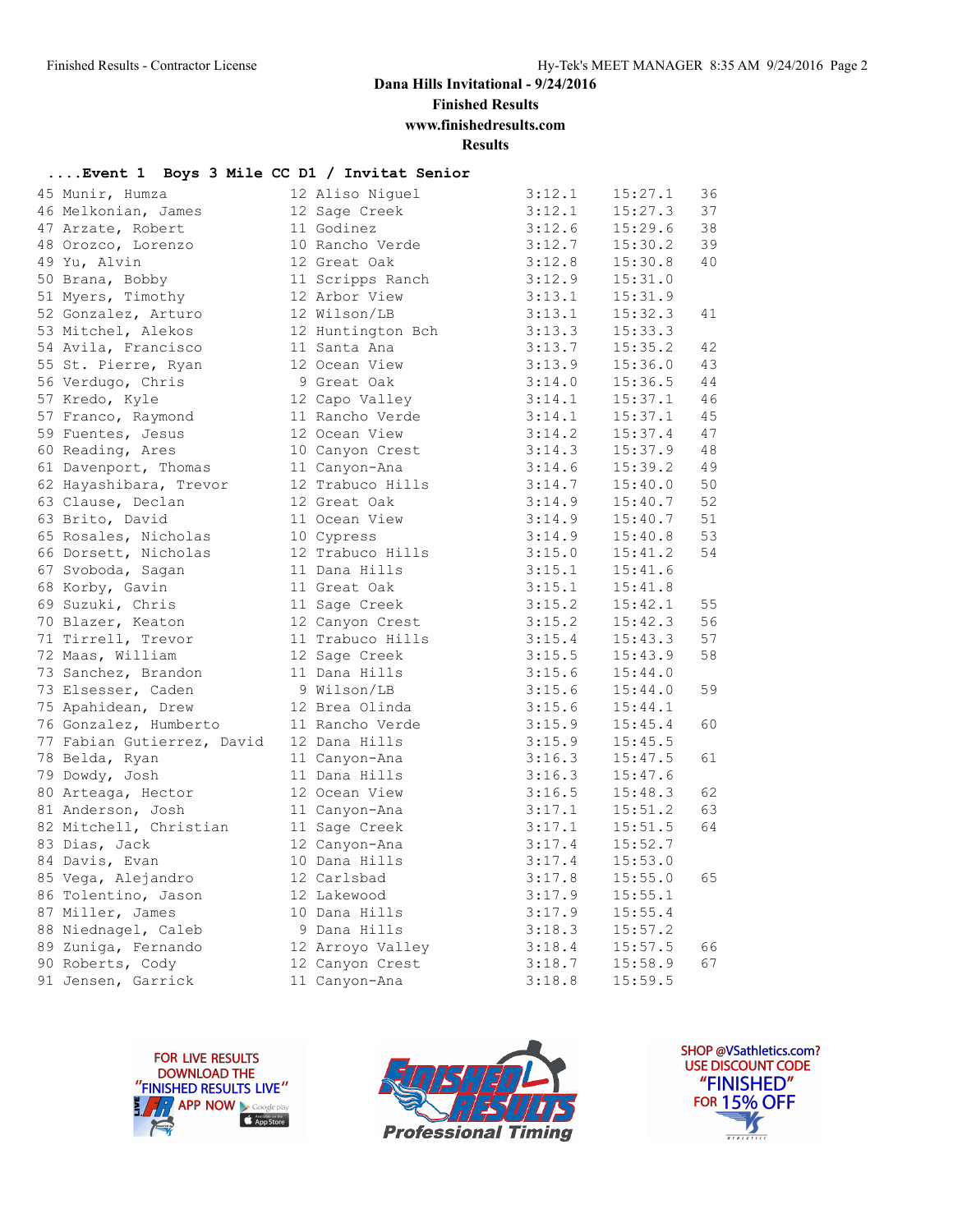Dana Hills Invitational - 9/24/2016

Finished Results

www.finishedresults.com

Results

**....Event 1 Boys 3 Mile CC D1 / Invitat Senior**

| Place | Name | Yr | School | Avg Mile | Time | Points |
|---|---|---|---|---|---|---|
| 45 | Munir, Humza | 12 | Aliso Niguel | 3:12.1 | 15:27.1 | 36 |
| 46 | Melkonian, James | 12 | Sage Creek | 3:12.1 | 15:27.3 | 37 |
| 47 | Arzate, Robert | 11 | Godinez | 3:12.6 | 15:29.6 | 38 |
| 48 | Orozco, Lorenzo | 10 | Rancho Verde | 3:12.7 | 15:30.2 | 39 |
| 49 | Yu, Alvin | 12 | Great Oak | 3:12.8 | 15:30.8 | 40 |
| 50 | Brana, Bobby | 11 | Scripps Ranch | 3:12.9 | 15:31.0 | |
| 51 | Myers, Timothy | 12 | Arbor View | 3:13.1 | 15:31.9 | |
| 52 | Gonzalez, Arturo | 12 | Wilson/LB | 3:13.1 | 15:32.3 | 41 |
| 53 | Mitchel, Alekos | 12 | Huntington Bch | 3:13.3 | 15:33.3 | |
| 54 | Avila, Francisco | 11 | Santa Ana | 3:13.7 | 15:35.2 | 42 |
| 55 | St. Pierre, Ryan | 12 | Ocean View | 3:13.9 | 15:36.0 | 43 |
| 56 | Verdugo, Chris | 9 | Great Oak | 3:14.0 | 15:36.5 | 44 |
| 57 | Kredo, Kyle | 12 | Capo Valley | 3:14.1 | 15:37.1 | 46 |
| 57 | Franco, Raymond | 11 | Rancho Verde | 3:14.1 | 15:37.1 | 45 |
| 59 | Fuentes, Jesus | 12 | Ocean View | 3:14.2 | 15:37.4 | 47 |
| 60 | Reading, Ares | 10 | Canyon Crest | 3:14.3 | 15:37.9 | 48 |
| 61 | Davenport, Thomas | 11 | Canyon-Ana | 3:14.6 | 15:39.2 | 49 |
| 62 | Hayashibara, Trevor | 12 | Trabuco Hills | 3:14.7 | 15:40.0 | 50 |
| 63 | Clause, Declan | 12 | Great Oak | 3:14.9 | 15:40.7 | 52 |
| 63 | Brito, David | 11 | Ocean View | 3:14.9 | 15:40.7 | 51 |
| 65 | Rosales, Nicholas | 10 | Cypress | 3:14.9 | 15:40.8 | 53 |
| 66 | Dorsett, Nicholas | 12 | Trabuco Hills | 3:15.0 | 15:41.2 | 54 |
| 67 | Svoboda, Sagan | 11 | Dana Hills | 3:15.1 | 15:41.6 | |
| 68 | Korby, Gavin | 11 | Great Oak | 3:15.1 | 15:41.8 | |
| 69 | Suzuki, Chris | 11 | Sage Creek | 3:15.2 | 15:42.1 | 55 |
| 70 | Blazer, Keaton | 12 | Canyon Crest | 3:15.2 | 15:42.3 | 56 |
| 71 | Tirrell, Trevor | 11 | Trabuco Hills | 3:15.4 | 15:43.3 | 57 |
| 72 | Maas, William | 12 | Sage Creek | 3:15.5 | 15:43.9 | 58 |
| 73 | Sanchez, Brandon | 11 | Dana Hills | 3:15.6 | 15:44.0 | |
| 73 | Elsesser, Caden | 9 | Wilson/LB | 3:15.6 | 15:44.0 | 59 |
| 75 | Apahidean, Drew | 12 | Brea Olinda | 3:15.6 | 15:44.1 | |
| 76 | Gonzalez, Humberto | 11 | Rancho Verde | 3:15.9 | 15:45.4 | 60 |
| 77 | Fabian Gutierrez, David | 12 | Dana Hills | 3:15.9 | 15:45.5 | |
| 78 | Belda, Ryan | 11 | Canyon-Ana | 3:16.3 | 15:47.5 | 61 |
| 79 | Dowdy, Josh | 11 | Dana Hills | 3:16.3 | 15:47.6 | |
| 80 | Arteaga, Hector | 12 | Ocean View | 3:16.5 | 15:48.3 | 62 |
| 81 | Anderson, Josh | 11 | Canyon-Ana | 3:17.1 | 15:51.2 | 63 |
| 82 | Mitchell, Christian | 11 | Sage Creek | 3:17.1 | 15:51.5 | 64 |
| 83 | Dias, Jack | 12 | Canyon-Ana | 3:17.4 | 15:52.7 | |
| 84 | Davis, Evan | 10 | Dana Hills | 3:17.4 | 15:53.0 | |
| 85 | Vega, Alejandro | 12 | Carlsbad | 3:17.8 | 15:55.0 | 65 |
| 86 | Tolentino, Jason | 12 | Lakewood | 3:17.9 | 15:55.1 | |
| 87 | Miller, James | 10 | Dana Hills | 3:17.9 | 15:55.4 | |
| 88 | Niednagel, Caleb | 9 | Dana Hills | 3:18.3 | 15:57.2 | |
| 89 | Zuniga, Fernando | 12 | Arroyo Valley | 3:18.4 | 15:57.5 | 66 |
| 90 | Roberts, Cody | 12 | Canyon Crest | 3:18.7 | 15:58.9 | 67 |
| 91 | Jensen, Garrick | 11 | Canyon-Ana | 3:18.8 | 15:59.5 | |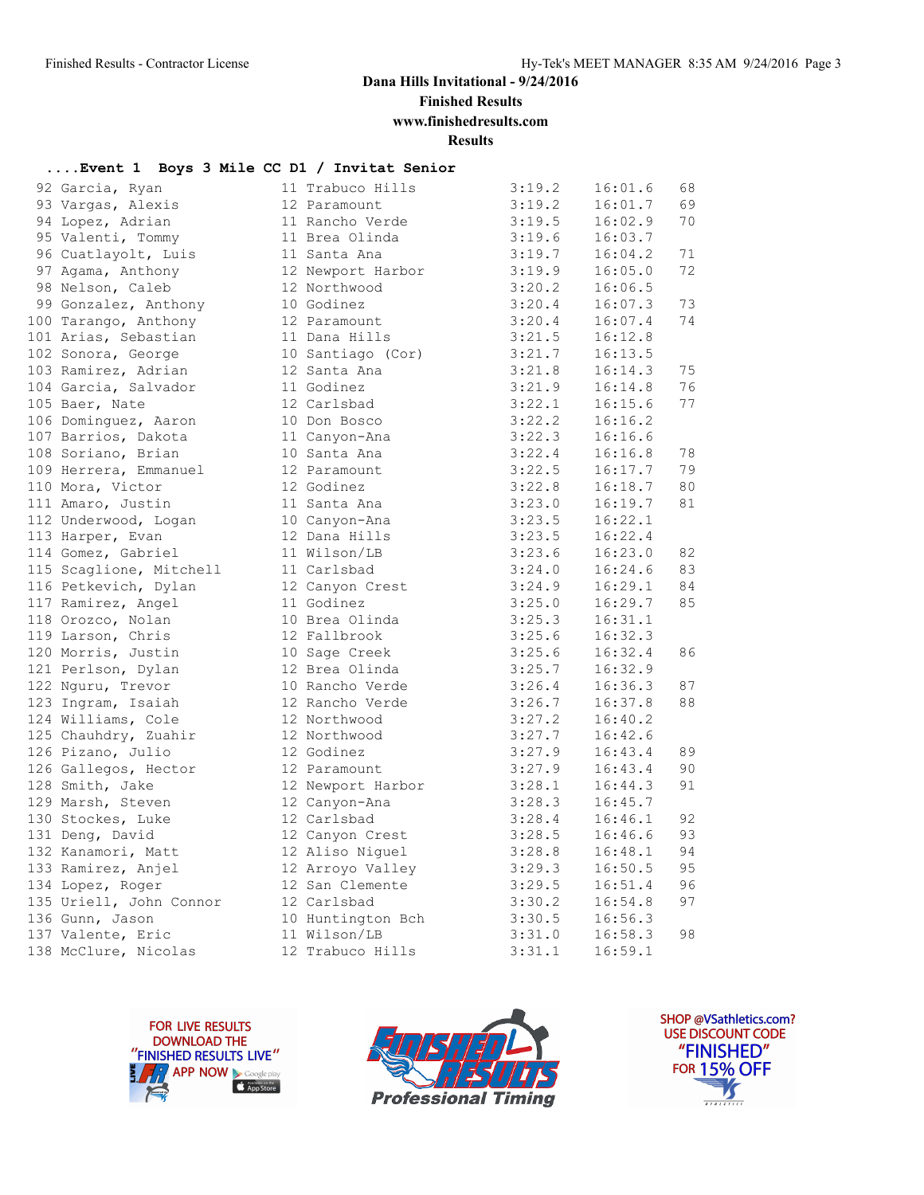Dana Hills Invitational - 9/24/2016

Finished Results

www.finishedresults.com

Results

## ....Event 1 Boys 3 Mile CC D1 / Invitat Senior

| Place | Name | Yr | School | Avg Mile | Time | Points |
|---|---|---|---|---|---|---|
| 92 | Garcia, Ryan | 11 | Trabuco Hills | 3:19.2 | 16:01.6 | 68 |
| 93 | Vargas, Alexis | 12 | Paramount | 3:19.2 | 16:01.7 | 69 |
| 94 | Lopez, Adrian | 11 | Rancho Verde | 3:19.5 | 16:02.9 | 70 |
| 95 | Valenti, Tommy | 11 | Brea Olinda | 3:19.6 | 16:03.7 | |
| 96 | Cuatlayolt, Luis | 11 | Santa Ana | 3:19.7 | 16:04.2 | 71 |
| 97 | Agama, Anthony | 12 | Newport Harbor | 3:19.9 | 16:05.0 | 72 |
| 98 | Nelson, Caleb | 12 | Northwood | 3:20.2 | 16:06.5 | |
| 99 | Gonzalez, Anthony | 10 | Godinez | 3:20.4 | 16:07.3 | 73 |
| 100 | Tarango, Anthony | 12 | Paramount | 3:20.4 | 16:07.4 | 74 |
| 101 | Arias, Sebastian | 11 | Dana Hills | 3:21.5 | 16:12.8 | |
| 102 | Sonora, George | 10 | Santiago (Cor) | 3:21.7 | 16:13.5 | |
| 103 | Ramirez, Adrian | 12 | Santa Ana | 3:21.8 | 16:14.3 | 75 |
| 104 | Garcia, Salvador | 11 | Godinez | 3:21.9 | 16:14.8 | 76 |
| 105 | Baer, Nate | 12 | Carlsbad | 3:22.1 | 16:15.6 | 77 |
| 106 | Dominguez, Aaron | 10 | Don Bosco | 3:22.2 | 16:16.2 | |
| 107 | Barrios, Dakota | 11 | Canyon-Ana | 3:22.3 | 16:16.6 | |
| 108 | Soriano, Brian | 10 | Santa Ana | 3:22.4 | 16:16.8 | 78 |
| 109 | Herrera, Emmanuel | 12 | Paramount | 3:22.5 | 16:17.7 | 79 |
| 110 | Mora, Victor | 12 | Godinez | 3:22.8 | 16:18.7 | 80 |
| 111 | Amaro, Justin | 11 | Santa Ana | 3:23.0 | 16:19.7 | 81 |
| 112 | Underwood, Logan | 10 | Canyon-Ana | 3:23.5 | 16:22.1 | |
| 113 | Harper, Evan | 12 | Dana Hills | 3:23.5 | 16:22.4 | |
| 114 | Gomez, Gabriel | 11 | Wilson/LB | 3:23.6 | 16:23.0 | 82 |
| 115 | Scaglione, Mitchell | 11 | Carlsbad | 3:24.0 | 16:24.6 | 83 |
| 116 | Petkevich, Dylan | 12 | Canyon Crest | 3:24.9 | 16:29.1 | 84 |
| 117 | Ramirez, Angel | 11 | Godinez | 3:25.0 | 16:29.7 | 85 |
| 118 | Orozco, Nolan | 10 | Brea Olinda | 3:25.3 | 16:31.1 | |
| 119 | Larson, Chris | 12 | Fallbrook | 3:25.6 | 16:32.3 | |
| 120 | Morris, Justin | 10 | Sage Creek | 3:25.6 | 16:32.4 | 86 |
| 121 | Perlson, Dylan | 12 | Brea Olinda | 3:25.7 | 16:32.9 | |
| 122 | Nguru, Trevor | 10 | Rancho Verde | 3:26.4 | 16:36.3 | 87 |
| 123 | Ingram, Isaiah | 12 | Rancho Verde | 3:26.7 | 16:37.8 | 88 |
| 124 | Williams, Cole | 12 | Northwood | 3:27.2 | 16:40.2 | |
| 125 | Chauhdry, Zuahir | 12 | Northwood | 3:27.7 | 16:42.6 | |
| 126 | Pizano, Julio | 12 | Godinez | 3:27.9 | 16:43.4 | 89 |
| 126 | Gallegos, Hector | 12 | Paramount | 3:27.9 | 16:43.4 | 90 |
| 128 | Smith, Jake | 12 | Newport Harbor | 3:28.1 | 16:44.3 | 91 |
| 129 | Marsh, Steven | 12 | Canyon-Ana | 3:28.3 | 16:45.7 | |
| 130 | Stockes, Luke | 12 | Carlsbad | 3:28.4 | 16:46.1 | 92 |
| 131 | Deng, David | 12 | Canyon Crest | 3:28.5 | 16:46.6 | 93 |
| 132 | Kanamori, Matt | 12 | Aliso Niguel | 3:28.8 | 16:48.1 | 94 |
| 133 | Ramirez, Anjel | 12 | Arroyo Valley | 3:29.3 | 16:50.5 | 95 |
| 134 | Lopez, Roger | 12 | San Clemente | 3:29.5 | 16:51.4 | 96 |
| 135 | Uriell, John Connor | 12 | Carlsbad | 3:30.2 | 16:54.8 | 97 |
| 136 | Gunn, Jason | 10 | Huntington Bch | 3:30.5 | 16:56.3 | |
| 137 | Valente, Eric | 11 | Wilson/LB | 3:31.0 | 16:58.3 | 98 |
| 138 | McClure, Nicolas | 12 | Trabuco Hills | 3:31.1 | 16:59.1 | |

FOR LIVE RESULTS DOWNLOAD THE "FINISHED RESULTS LIVE" APP NOW

FINISHED RESULTS Professional Timing

SHOP @VSathletics.com? USE DISCOUNT CODE "FINISHED" FOR 15% OFF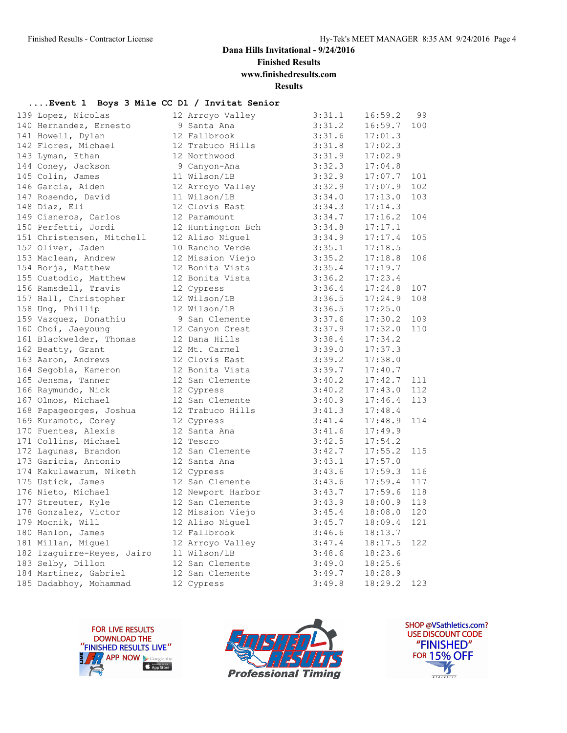**Dana Hills Invitational - 9/24/2016**

**Finished Results**

**www.finishedresults.com**

**Results**

### ....Event 1 Boys 3 Mile CC D1 / Invitat Senior

| Place | Name | Yr | School | Avg Mile | Time | Points |
|---|---|---|---|---|---|---|
| 139 | Lopez, Nicolas | 12 | Arroyo Valley | 3:31.1 | 16:59.2 | 99 |
| 140 | Hernandez, Ernesto | 9 | Santa Ana | 3:31.2 | 16:59.7 | 100 |
| 141 | Howell, Dylan | 12 | Fallbrook | 3:31.6 | 17:01.3 | |
| 142 | Flores, Michael | 12 | Trabuco Hills | 3:31.8 | 17:02.3 | |
| 143 | Lyman, Ethan | 12 | Northwood | 3:31.9 | 17:02.9 | |
| 144 | Coney, Jackson | 9 | Canyon-Ana | 3:32.3 | 17:04.8 | |
| 145 | Colin, James | 11 | Wilson/LB | 3:32.9 | 17:07.7 | 101 |
| 146 | Garcia, Aiden | 12 | Arroyo Valley | 3:32.9 | 17:07.9 | 102 |
| 147 | Rosendo, David | 11 | Wilson/LB | 3:34.0 | 17:13.0 | 103 |
| 148 | Diaz, Eli | 12 | Clovis East | 3:34.3 | 17:14.3 | |
| 149 | Cisneros, Carlos | 12 | Paramount | 3:34.7 | 17:16.2 | 104 |
| 150 | Perfetti, Jordi | 12 | Huntington Bch | 3:34.8 | 17:17.1 | |
| 151 | Christensen, Mitchell | 12 | Aliso Niguel | 3:34.9 | 17:17.4 | 105 |
| 152 | Oliver, Jaden | 10 | Rancho Verde | 3:35.1 | 17:18.5 | |
| 153 | Maclean, Andrew | 12 | Mission Viejo | 3:35.2 | 17:18.8 | 106 |
| 154 | Borja, Matthew | 12 | Bonita Vista | 3:35.4 | 17:19.7 | |
| 155 | Custodio, Matthew | 12 | Bonita Vista | 3:36.2 | 17:23.4 | |
| 156 | Ramsdell, Travis | 12 | Cypress | 3:36.4 | 17:24.8 | 107 |
| 157 | Hall, Christopher | 12 | Wilson/LB | 3:36.5 | 17:24.9 | 108 |
| 158 | Ung, Phillip | 12 | Wilson/LB | 3:36.5 | 17:25.0 | |
| 159 | Vazquez, Donathiu | 9 | San Clemente | 3:37.6 | 17:30.2 | 109 |
| 160 | Choi, Jaeyoung | 12 | Canyon Crest | 3:37.9 | 17:32.0 | 110 |
| 161 | Blackwelder, Thomas | 12 | Dana Hills | 3:38.4 | 17:34.2 | |
| 162 | Beatty, Grant | 12 | Mt. Carmel | 3:39.0 | 17:37.3 | |
| 163 | Aaron, Andrews | 12 | Clovis East | 3:39.2 | 17:38.0 | |
| 164 | Segobia, Kameron | 12 | Bonita Vista | 3:39.7 | 17:40.7 | |
| 165 | Jensma, Tanner | 12 | San Clemente | 3:40.2 | 17:42.7 | 111 |
| 166 | Raymundo, Nick | 12 | Cypress | 3:40.2 | 17:43.0 | 112 |
| 167 | Olmos, Michael | 12 | San Clemente | 3:40.9 | 17:46.4 | 113 |
| 168 | Papageorges, Joshua | 12 | Trabuco Hills | 3:41.3 | 17:48.4 | |
| 169 | Kuramoto, Corey | 12 | Cypress | 3:41.4 | 17:48.9 | 114 |
| 170 | Fuentes, Alexis | 12 | Santa Ana | 3:41.6 | 17:49.9 | |
| 171 | Collins, Michael | 12 | Tesoro | 3:42.5 | 17:54.2 | |
| 172 | Lagunas, Brandon | 12 | San Clemente | 3:42.7 | 17:55.2 | 115 |
| 173 | Garicia, Antonio | 12 | Santa Ana | 3:43.1 | 17:57.0 | |
| 174 | Kakulawarum, Niketh | 12 | Cypress | 3:43.6 | 17:59.3 | 116 |
| 175 | Ustick, James | 12 | San Clemente | 3:43.6 | 17:59.4 | 117 |
| 176 | Nieto, Michael | 12 | Newport Harbor | 3:43.7 | 17:59.6 | 118 |
| 177 | Streuter, Kyle | 12 | San Clemente | 3:43.9 | 18:00.9 | 119 |
| 178 | Gonzalez, Victor | 12 | Mission Viejo | 3:45.4 | 18:08.0 | 120 |
| 179 | Mocnik, Will | 12 | Aliso Niguel | 3:45.7 | 18:09.4 | 121 |
| 180 | Hanlon, James | 12 | Fallbrook | 3:46.6 | 18:13.7 | |
| 181 | Millan, Miguel | 12 | Arroyo Valley | 3:47.4 | 18:17.5 | 122 |
| 182 | Izaguirre-Reyes, Jairo | 11 | Wilson/LB | 3:48.6 | 18:23.6 | |
| 183 | Selby, Dillon | 12 | San Clemente | 3:49.0 | 18:25.6 | |
| 184 | Martinez, Gabriel | 12 | San Clemente | 3:49.7 | 18:28.9 | |
| 185 | Dadabhoy, Mohammad | 12 | Cypress | 3:49.8 | 18:29.2 | 123 |

FOR LIVE RESULTS DOWNLOAD THE "FINISHED RESULTS LIVE" APP NOW

Finished Results Professional Timing

SHOP @VSathletics.com? USE DISCOUNT CODE "FINISHED" FOR 15% OFF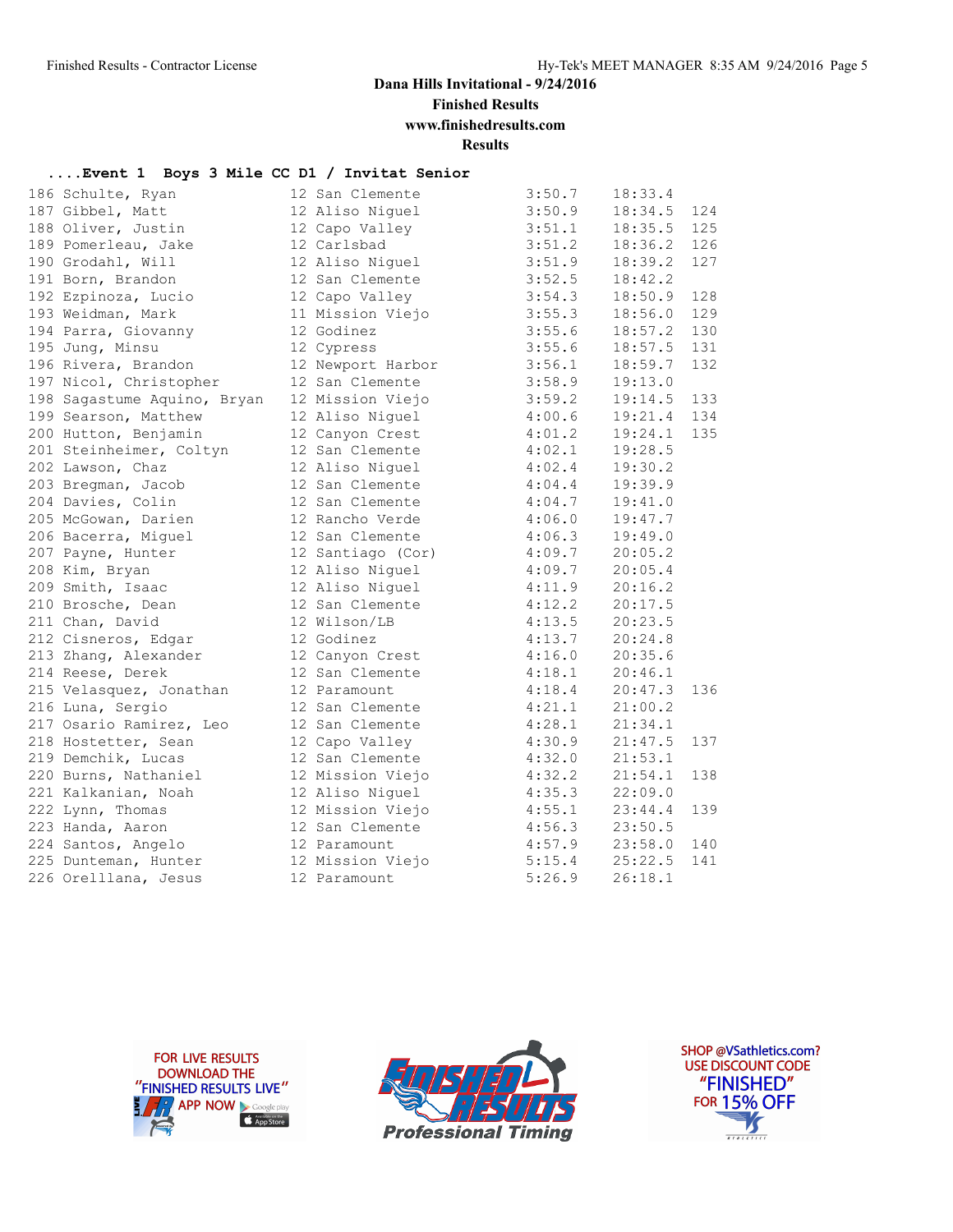## ....Event 1 Boys 3 Mile CC D1 / Invitat Senior

| Place | Name | Yr | School | Pace | Time | Points |
|---|---|---|---|---|---|---|
| 186 | Schulte, Ryan | 12 | San Clemente | 3:50.7 | 18:33.4 | |
| 187 | Gibbel, Matt | 12 | Aliso Niguel | 3:50.9 | 18:34.5 | 124 |
| 188 | Oliver, Justin | 12 | Capo Valley | 3:51.1 | 18:35.5 | 125 |
| 189 | Pomerleau, Jake | 12 | Carlsbad | 3:51.2 | 18:36.2 | 126 |
| 190 | Grodahl, Will | 12 | Aliso Niguel | 3:51.9 | 18:39.2 | 127 |
| 191 | Born, Brandon | 12 | San Clemente | 3:52.5 | 18:42.2 | |
| 192 | Ezpinoza, Lucio | 12 | Capo Valley | 3:54.3 | 18:50.9 | 128 |
| 193 | Weidman, Mark | 11 | Mission Viejo | 3:55.3 | 18:56.0 | 129 |
| 194 | Parra, Giovanny | 12 | Godinez | 3:55.6 | 18:57.2 | 130 |
| 195 | Jung, Minsu | 12 | Cypress | 3:55.6 | 18:57.5 | 131 |
| 196 | Rivera, Brandon | 12 | Newport Harbor | 3:56.1 | 18:59.7 | 132 |
| 197 | Nicol, Christopher | 12 | San Clemente | 3:58.9 | 19:13.0 | |
| 198 | Sagastume Aquino, Bryan | 12 | Mission Viejo | 3:59.2 | 19:14.5 | 133 |
| 199 | Searson, Matthew | 12 | Aliso Niguel | 4:00.6 | 19:21.4 | 134 |
| 200 | Hutton, Benjamin | 12 | Canyon Crest | 4:01.2 | 19:24.1 | 135 |
| 201 | Steinheimer, Coltyn | 12 | San Clemente | 4:02.1 | 19:28.5 | |
| 202 | Lawson, Chaz | 12 | Aliso Niguel | 4:02.4 | 19:30.2 | |
| 203 | Bregman, Jacob | 12 | San Clemente | 4:04.4 | 19:39.9 | |
| 204 | Davies, Colin | 12 | San Clemente | 4:04.7 | 19:41.0 | |
| 205 | McGowan, Darien | 12 | Rancho Verde | 4:06.0 | 19:47.7 | |
| 206 | Bacerra, Miguel | 12 | San Clemente | 4:06.3 | 19:49.0 | |
| 207 | Payne, Hunter | 12 | Santiago (Cor) | 4:09.7 | 20:05.2 | |
| 208 | Kim, Bryan | 12 | Aliso Niguel | 4:09.7 | 20:05.4 | |
| 209 | Smith, Isaac | 12 | Aliso Niguel | 4:11.9 | 20:16.2 | |
| 210 | Brosche, Dean | 12 | San Clemente | 4:12.2 | 20:17.5 | |
| 211 | Chan, David | 12 | Wilson/LB | 4:13.5 | 20:23.5 | |
| 212 | Cisneros, Edgar | 12 | Godinez | 4:13.7 | 20:24.8 | |
| 213 | Zhang, Alexander | 12 | Canyon Crest | 4:16.0 | 20:35.6 | |
| 214 | Reese, Derek | 12 | San Clemente | 4:18.1 | 20:46.1 | |
| 215 | Velasquez, Jonathan | 12 | Paramount | 4:18.4 | 20:47.3 | 136 |
| 216 | Luna, Sergio | 12 | San Clemente | 4:21.1 | 21:00.2 | |
| 217 | Osario Ramirez, Leo | 12 | San Clemente | 4:28.1 | 21:34.1 | |
| 218 | Hostetter, Sean | 12 | Capo Valley | 4:30.9 | 21:47.5 | 137 |
| 219 | Demchik, Lucas | 12 | San Clemente | 4:32.0 | 21:53.1 | |
| 220 | Burns, Nathaniel | 12 | Mission Viejo | 4:32.2 | 21:54.1 | 138 |
| 221 | Kalkanian, Noah | 12 | Aliso Niguel | 4:35.3 | 22:09.0 | |
| 222 | Lynn, Thomas | 12 | Mission Viejo | 4:55.1 | 23:44.4 | 139 |
| 223 | Handa, Aaron | 12 | San Clemente | 4:56.3 | 23:50.5 | |
| 224 | Santos, Angelo | 12 | Paramount | 4:57.9 | 23:58.0 | 140 |
| 225 | Dunteman, Hunter | 12 | Mission Viejo | 5:15.4 | 25:22.5 | 141 |
| 226 | Orelllana, Jesus | 12 | Paramount | 5:26.9 | 26:18.1 | |

FOR LIVE RESULTS DOWNLOAD THE "FINISHED RESULTS LIVE" APP NOW

SHOP @VSathletics.com? USE DISCOUNT CODE "FINISHED" FOR 15% OFF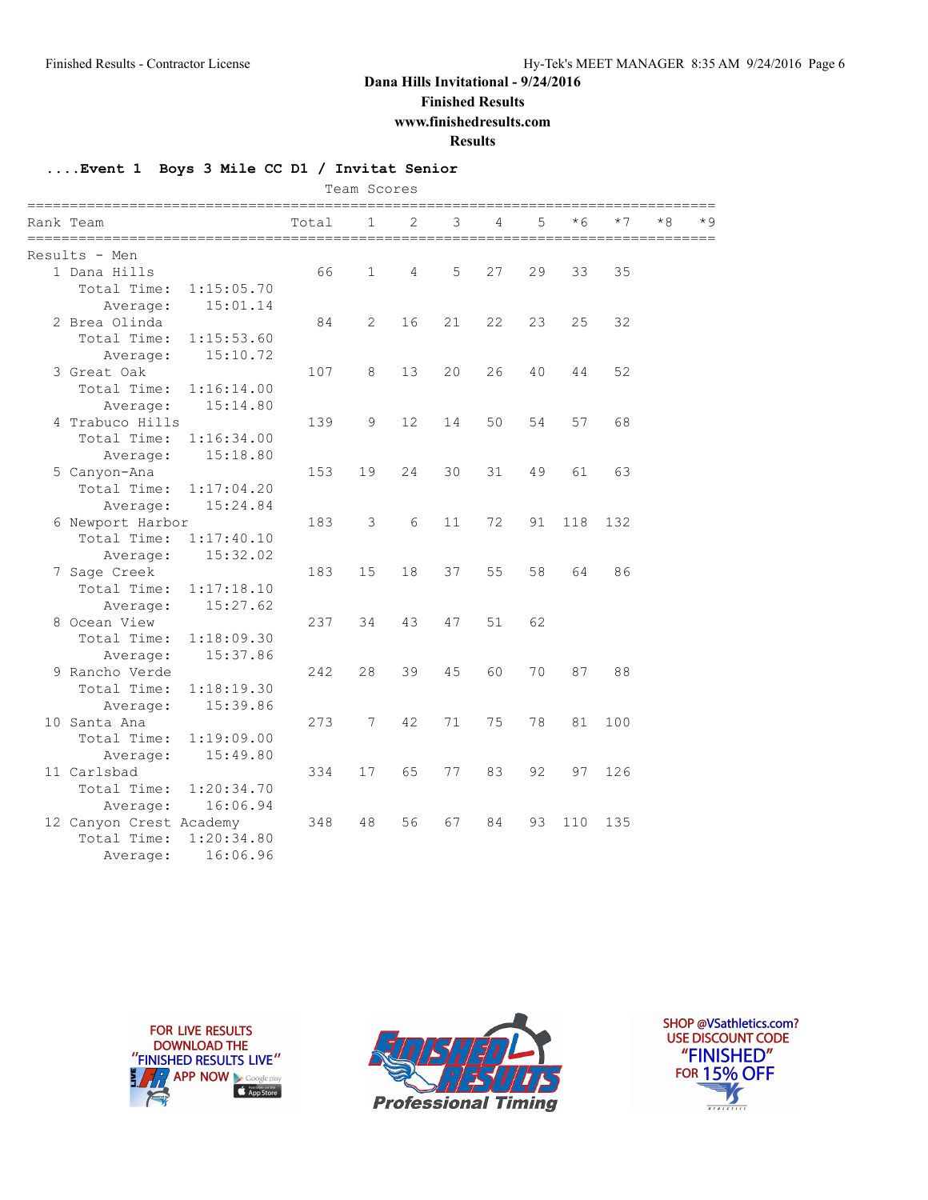**Dana Hills Invitational - 9/24/2016**

**Finished Results**

**www.finishedresults.com**

**Results**

## ....Event 1 Boys 3 Mile CC D1 / Invitat Senior

Team Scores

| Rank | Team | Total | 1 | 2 | 3 | 4 | 5 | *6 | *7 | *8 | *9 |
|---|---|---|---|---|---|---|---|---|---|---|---|
| Results - Men | | | | | | | | | | | |
| 1 | Dana Hills | 66 | 1 | 4 | 5 | 27 | 29 | 33 | 35 | | |
| | Total Time: 1:15:05.70 | | | | | | | | | | |
| | Average: 15:01.14 | | | | | | | | | | |
| 2 | Brea Olinda | 84 | 2 | 16 | 21 | 22 | 23 | 25 | 32 | | |
| | Total Time: 1:15:53.60 | | | | | | | | | | |
| | Average: 15:10.72 | | | | | | | | | | |
| 3 | Great Oak | 107 | 8 | 13 | 20 | 26 | 40 | 44 | 52 | | |
| | Total Time: 1:16:14.00 | | | | | | | | | | |
| | Average: 15:14.80 | | | | | | | | | | |
| 4 | Trabuco Hills | 139 | 9 | 12 | 14 | 50 | 54 | 57 | 68 | | |
| | Total Time: 1:16:34.00 | | | | | | | | | | |
| | Average: 15:18.80 | | | | | | | | | | |
| 5 | Canyon-Ana | 153 | 19 | 24 | 30 | 31 | 49 | 61 | 63 | | |
| | Total Time: 1:17:04.20 | | | | | | | | | | |
| | Average: 15:24.84 | | | | | | | | | | |
| 6 | Newport Harbor | 183 | 3 | 6 | 11 | 72 | 91 | 118 | 132 | | |
| | Total Time: 1:17:40.10 | | | | | | | | | | |
| | Average: 15:32.02 | | | | | | | | | | |
| 7 | Sage Creek | 183 | 15 | 18 | 37 | 55 | 58 | 64 | 86 | | |
| | Total Time: 1:17:18.10 | | | | | | | | | | |
| | Average: 15:27.62 | | | | | | | | | | |
| 8 | Ocean View | 237 | 34 | 43 | 47 | 51 | 62 | | | | |
| | Total Time: 1:18:09.30 | | | | | | | | | | |
| | Average: 15:37.86 | | | | | | | | | | |
| 9 | Rancho Verde | 242 | 28 | 39 | 45 | 60 | 70 | 87 | 88 | | |
| | Total Time: 1:18:19.30 | | | | | | | | | | |
| | Average: 15:39.86 | | | | | | | | | | |
| 10 | Santa Ana | 273 | 7 | 42 | 71 | 75 | 78 | 81 | 100 | | |
| | Total Time: 1:19:09.00 | | | | | | | | | | |
| | Average: 15:49.80 | | | | | | | | | | |
| 11 | Carlsbad | 334 | 17 | 65 | 77 | 83 | 92 | 97 | 126 | | |
| | Total Time: 1:20:34.70 | | | | | | | | | | |
| | Average: 16:06.94 | | | | | | | | | | |
| 12 | Canyon Crest Academy | 348 | 48 | 56 | 67 | 84 | 93 | 110 | 135 | | |
| | Total Time: 1:20:34.80 | | | | | | | | | | |
| | Average: 16:06.96 | | | | | | | | | | |

FOR LIVE RESULTS DOWNLOAD THE "FINISHED RESULTS LIVE" APP NOW

FINISHED RESULTS Professional Timing

SHOP @VSathletics.com? USE DISCOUNT CODE "FINISHED" FOR 15% OFF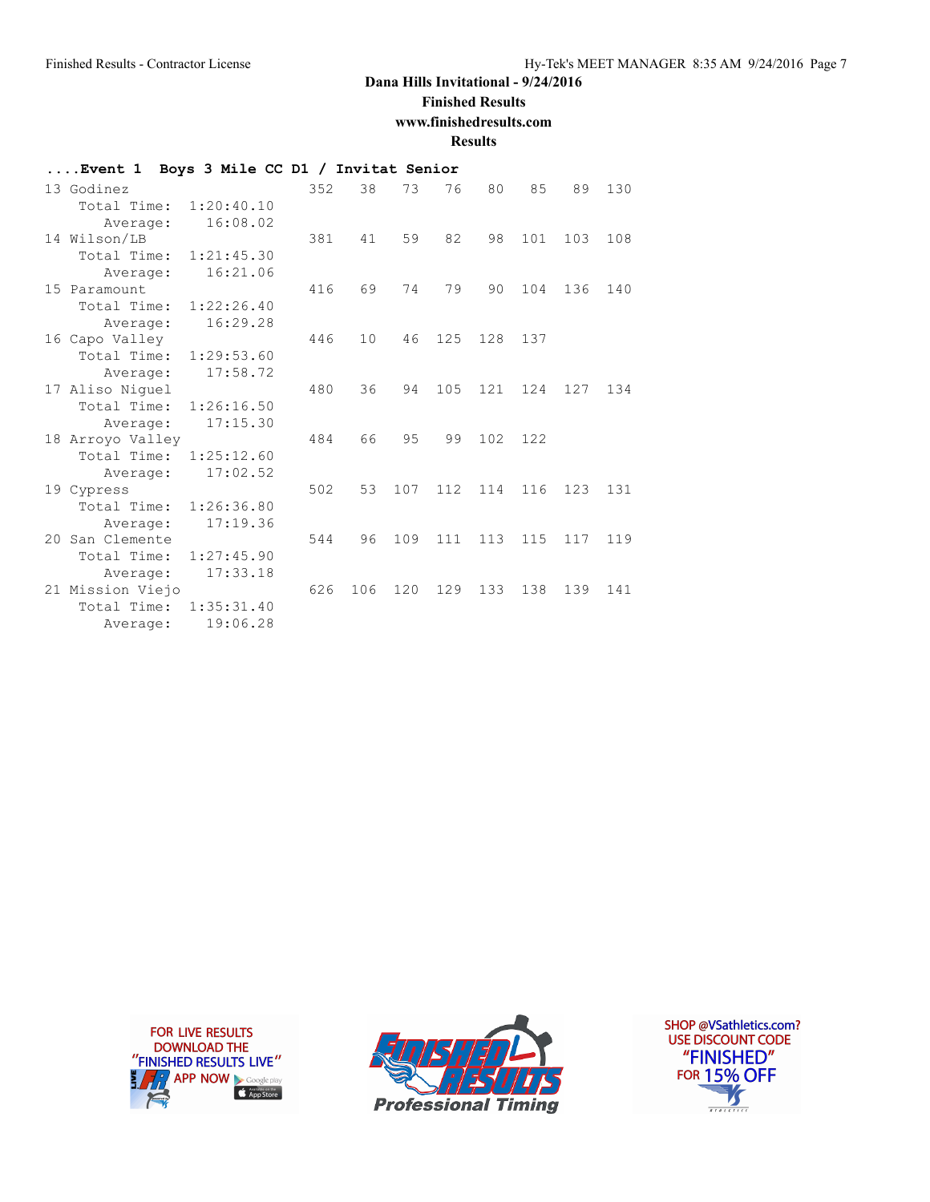Dana Hills Invitational - 9/24/2016

Finished Results

www.finishedresults.com

## Results

### ....Event 1 Boys 3 Mile CC D1 / Invitat Senior

| | | | | | | | | | |
|---|---|---|---|---|---|---|---|---|---|
| 13 Godinez | 352 | 38 | 73 | 76 | 80 | 85 | 89 | 130 | |
| Total Time: 1:20:40.10 | | | | | | | | | |
| Average: 16:08.02 | | | | | | | | | |
| 14 Wilson/LB | 381 | 41 | 59 | 82 | 98 | 101 | 103 | 108 | |
| Total Time: 1:21:45.30 | | | | | | | | | |
| Average: 16:21.06 | | | | | | | | | |
| 15 Paramount | 416 | 69 | 74 | 79 | 90 | 104 | 136 | 140 | |
| Total Time: 1:22:26.40 | | | | | | | | | |
| Average: 16:29.28 | | | | | | | | | |
| 16 Capo Valley | 446 | 10 | 46 | 125 | 128 | 137 | | | |
| Total Time: 1:29:53.60 | | | | | | | | | |
| Average: 17:58.72 | | | | | | | | | |
| 17 Aliso Niguel | 480 | 36 | 94 | 105 | 121 | 124 | 127 | 134 | |
| Total Time: 1:26:16.50 | | | | | | | | | |
| Average: 17:15.30 | | | | | | | | | |
| 18 Arroyo Valley | 484 | 66 | 95 | 99 | 102 | 122 | | | |
| Total Time: 1:25:12.60 | | | | | | | | | |
| Average: 17:02.52 | | | | | | | | | |
| 19 Cypress | 502 | 53 | 107 | 112 | 114 | 116 | 123 | 131 | |
| Total Time: 1:26:36.80 | | | | | | | | | |
| Average: 17:19.36 | | | | | | | | | |
| 20 San Clemente | 544 | 96 | 109 | 111 | 113 | 115 | 117 | 119 | |
| Total Time: 1:27:45.90 | | | | | | | | | |
| Average: 17:33.18 | | | | | | | | | |
| 21 Mission Viejo | 626 | 106 | 120 | 129 | 133 | 138 | 139 | 141 | |
| Total Time: 1:35:31.40 | | | | | | | | | |
| Average: 19:06.28 | | | | | | | | | |

FOR LIVE RESULTS DOWNLOAD THE "FINISHED RESULTS LIVE" APP NOW

Finished Results Professional Timing

SHOP @VSathletics.com? USE DISCOUNT CODE "FINISHED" FOR 15% OFF